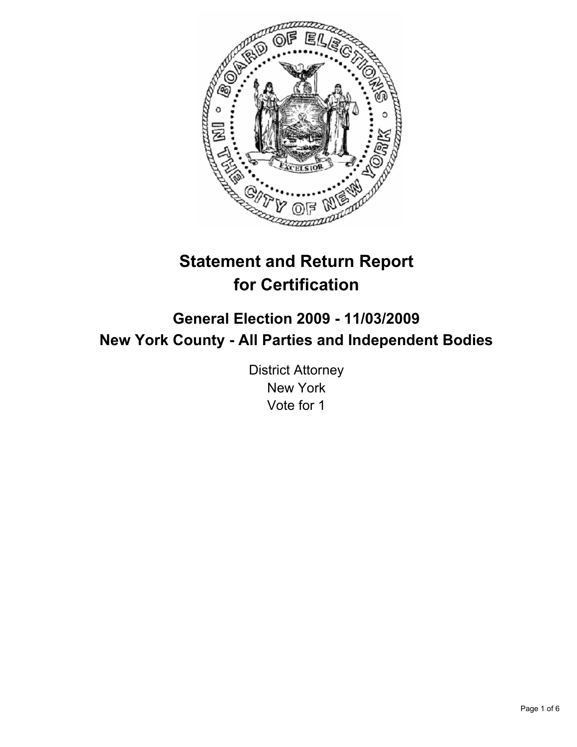# Statement and Return Report for Certification

## General Election 2009 - 11/03/2009
## New York County - All Parties and Independent Bodies

District Attorney
New York
Vote for 1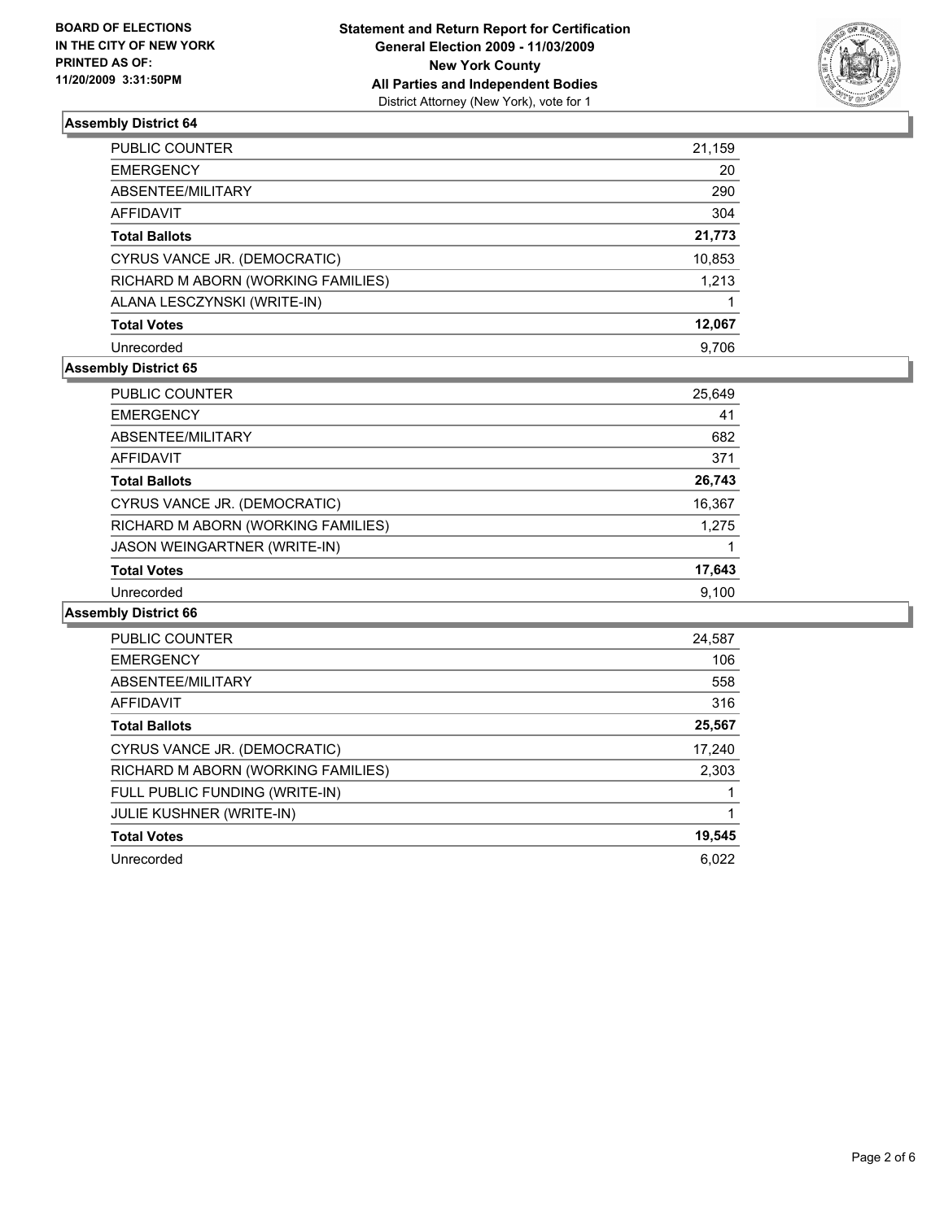**BOARD OF ELECTIONS IN THE CITY OF NEW YORK PRINTED AS OF: 11/20/2009 3:31:50PM**

**Statement and Return Report for Certification General Election 2009 - 11/03/2009 New York County All Parties and Independent Bodies**
District Attorney (New York), vote for 1

### Assembly District 64

| | |
|---|---|
| PUBLIC COUNTER | 21,159 |
| EMERGENCY | 20 |
| ABSENTEE/MILITARY | 290 |
| AFFIDAVIT | 304 |
| **Total Ballots** | **21,773** |
| CYRUS VANCE JR. (DEMOCRATIC) | 10,853 |
| RICHARD M ABORN (WORKING FAMILIES) | 1,213 |
| ALANA LESCZYNSKI (WRITE-IN) | 1 |
| **Total Votes** | **12,067** |
| Unrecorded | 9,706 |

### Assembly District 65

| | |
|---|---|
| PUBLIC COUNTER | 25,649 |
| EMERGENCY | 41 |
| ABSENTEE/MILITARY | 682 |
| AFFIDAVIT | 371 |
| **Total Ballots** | **26,743** |
| CYRUS VANCE JR. (DEMOCRATIC) | 16,367 |
| RICHARD M ABORN (WORKING FAMILIES) | 1,275 |
| JASON WEINGARTNER (WRITE-IN) | 1 |
| **Total Votes** | **17,643** |
| Unrecorded | 9,100 |

### Assembly District 66

| | |
|---|---|
| PUBLIC COUNTER | 24,587 |
| EMERGENCY | 106 |
| ABSENTEE/MILITARY | 558 |
| AFFIDAVIT | 316 |
| **Total Ballots** | **25,567** |
| CYRUS VANCE JR. (DEMOCRATIC) | 17,240 |
| RICHARD M ABORN (WORKING FAMILIES) | 2,303 |
| FULL PUBLIC FUNDING (WRITE-IN) | 1 |
| JULIE KUSHNER (WRITE-IN) | 1 |
| **Total Votes** | **19,545** |
| Unrecorded | 6,022 |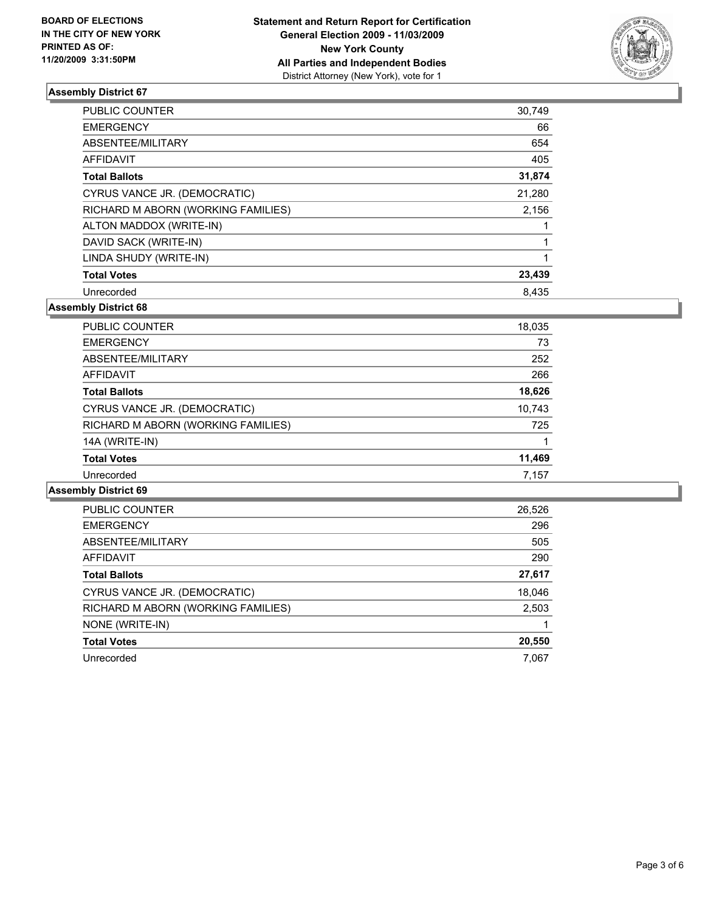**BOARD OF ELECTIONS**
**IN THE CITY OF NEW YORK**
**PRINTED AS OF:**
**11/20/2009 3:31:50PM**

**Statement and Return Report for Certification**
**General Election 2009 - 11/03/2009**
**New York County**
**All Parties and Independent Bodies**
District Attorney (New York), vote for 1

### Assembly District 67

| | |
|---|---|
| PUBLIC COUNTER | 30,749 |
| EMERGENCY | 66 |
| ABSENTEE/MILITARY | 654 |
| AFFIDAVIT | 405 |
| **Total Ballots** | **31,874** |
| CYRUS VANCE JR. (DEMOCRATIC) | 21,280 |
| RICHARD M ABORN (WORKING FAMILIES) | 2,156 |
| ALTON MADDOX (WRITE-IN) | 1 |
| DAVID SACK (WRITE-IN) | 1 |
| LINDA SHUDY (WRITE-IN) | 1 |
| **Total Votes** | **23,439** |
| Unrecorded | 8,435 |

### Assembly District 68

| | |
|---|---|
| PUBLIC COUNTER | 18,035 |
| EMERGENCY | 73 |
| ABSENTEE/MILITARY | 252 |
| AFFIDAVIT | 266 |
| **Total Ballots** | **18,626** |
| CYRUS VANCE JR. (DEMOCRATIC) | 10,743 |
| RICHARD M ABORN (WORKING FAMILIES) | 725 |
| 14A (WRITE-IN) | 1 |
| **Total Votes** | **11,469** |
| Unrecorded | 7,157 |

### Assembly District 69

| | |
|---|---|
| PUBLIC COUNTER | 26,526 |
| EMERGENCY | 296 |
| ABSENTEE/MILITARY | 505 |
| AFFIDAVIT | 290 |
| **Total Ballots** | **27,617** |
| CYRUS VANCE JR. (DEMOCRATIC) | 18,046 |
| RICHARD M ABORN (WORKING FAMILIES) | 2,503 |
| NONE (WRITE-IN) | 1 |
| **Total Votes** | **20,550** |
| Unrecorded | 7,067 |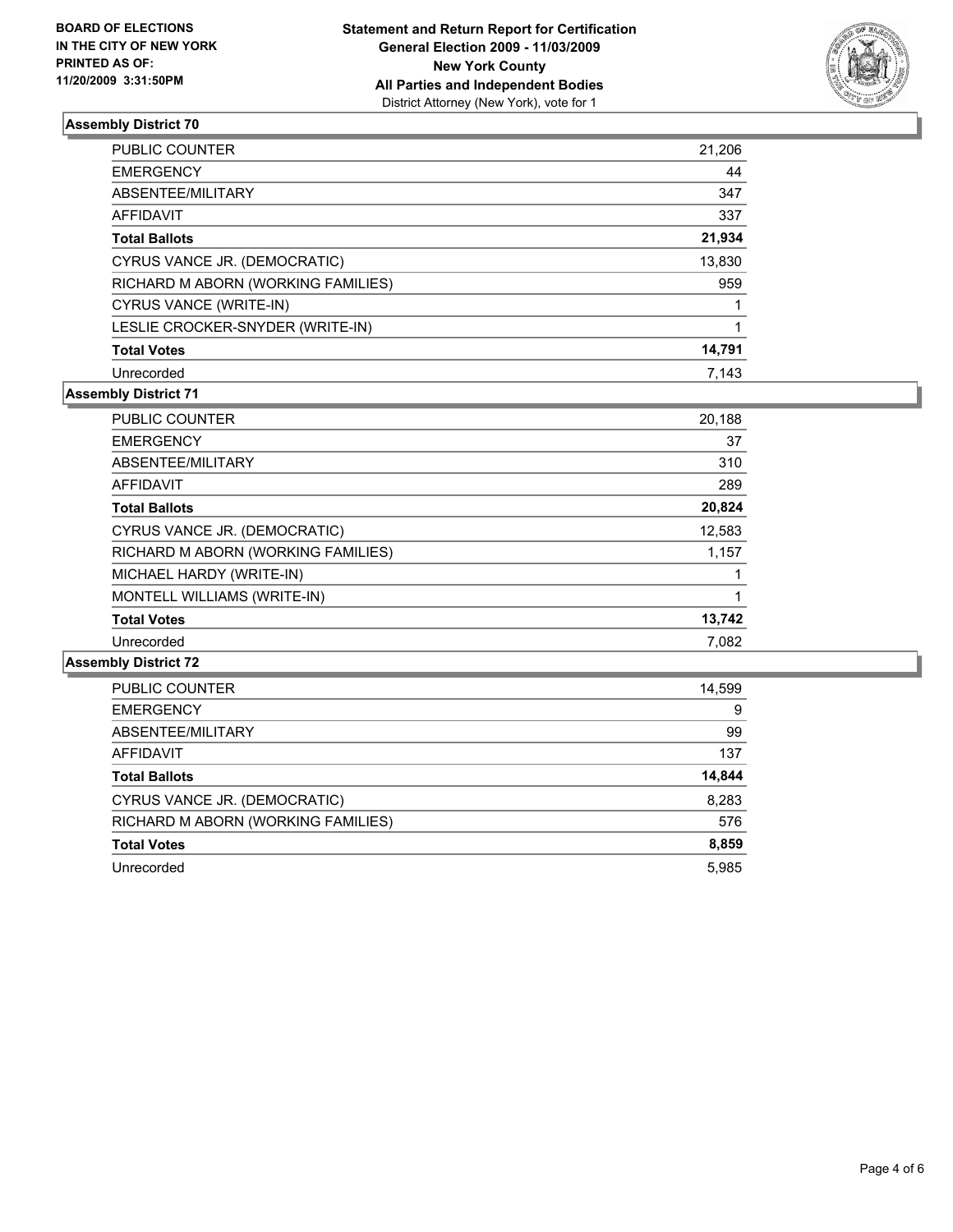BOARD OF ELECTIONS
IN THE CITY OF NEW YORK
PRINTED AS OF:
11/20/2009 3:31:50PM

**Statement and Return Report for Certification**
**General Election 2009 - 11/03/2009**
**New York County**
**All Parties and Independent Bodies**
District Attorney (New York), vote for 1

### Assembly District 70

| | |
|---|---|
| PUBLIC COUNTER | 21,206 |
| EMERGENCY | 44 |
| ABSENTEE/MILITARY | 347 |
| AFFIDAVIT | 337 |
| **Total Ballots** | **21,934** |
| CYRUS VANCE JR. (DEMOCRATIC) | 13,830 |
| RICHARD M ABORN (WORKING FAMILIES) | 959 |
| CYRUS VANCE (WRITE-IN) | 1 |
| LESLIE CROCKER-SNYDER (WRITE-IN) | 1 |
| **Total Votes** | **14,791** |
| Unrecorded | 7,143 |

### Assembly District 71

| | |
|---|---|
| PUBLIC COUNTER | 20,188 |
| EMERGENCY | 37 |
| ABSENTEE/MILITARY | 310 |
| AFFIDAVIT | 289 |
| **Total Ballots** | **20,824** |
| CYRUS VANCE JR. (DEMOCRATIC) | 12,583 |
| RICHARD M ABORN (WORKING FAMILIES) | 1,157 |
| MICHAEL HARDY (WRITE-IN) | 1 |
| MONTELL WILLIAMS (WRITE-IN) | 1 |
| **Total Votes** | **13,742** |
| Unrecorded | 7,082 |

### Assembly District 72

| | |
|---|---|
| PUBLIC COUNTER | 14,599 |
| EMERGENCY | 9 |
| ABSENTEE/MILITARY | 99 |
| AFFIDAVIT | 137 |
| **Total Ballots** | **14,844** |
| CYRUS VANCE JR. (DEMOCRATIC) | 8,283 |
| RICHARD M ABORN (WORKING FAMILIES) | 576 |
| **Total Votes** | **8,859** |
| Unrecorded | 5,985 |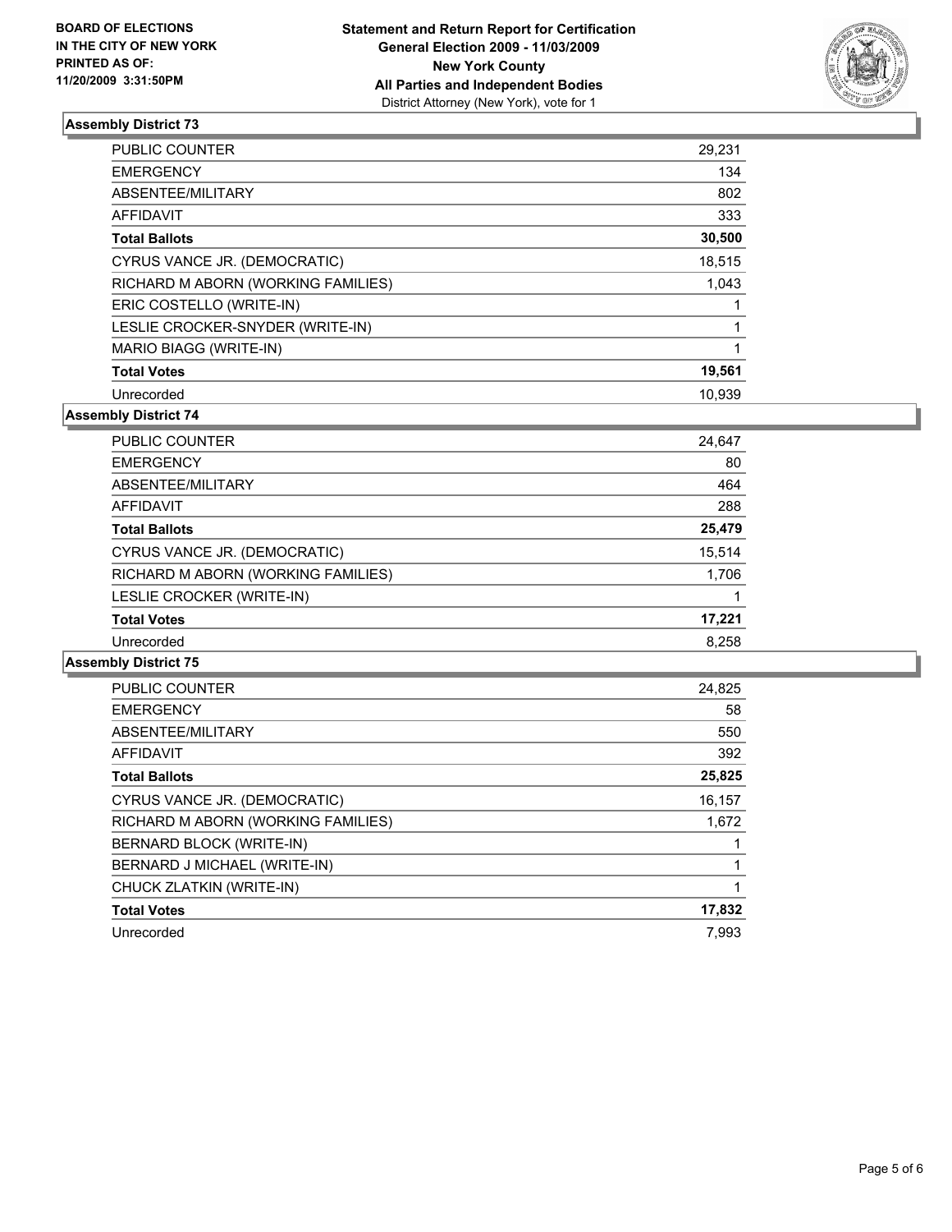**BOARD OF ELECTIONS IN THE CITY OF NEW YORK PRINTED AS OF: 11/20/2009 3:31:50PM**

**Statement and Return Report for Certification**
**General Election 2009 - 11/03/2009**
**New York County**
**All Parties and Independent Bodies**
District Attorney (New York), vote for 1

### Assembly District 73

| | |
|---|---|
| PUBLIC COUNTER | 29,231 |
| EMERGENCY | 134 |
| ABSENTEE/MILITARY | 802 |
| AFFIDAVIT | 333 |
| **Total Ballots** | **30,500** |
| CYRUS VANCE JR. (DEMOCRATIC) | 18,515 |
| RICHARD M ABORN (WORKING FAMILIES) | 1,043 |
| ERIC COSTELLO (WRITE-IN) | 1 |
| LESLIE CROCKER-SNYDER (WRITE-IN) | 1 |
| MARIO BIAGG (WRITE-IN) | 1 |
| **Total Votes** | **19,561** |
| Unrecorded | 10,939 |

### Assembly District 74

| | |
|---|---|
| PUBLIC COUNTER | 24,647 |
| EMERGENCY | 80 |
| ABSENTEE/MILITARY | 464 |
| AFFIDAVIT | 288 |
| **Total Ballots** | **25,479** |
| CYRUS VANCE JR. (DEMOCRATIC) | 15,514 |
| RICHARD M ABORN (WORKING FAMILIES) | 1,706 |
| LESLIE CROCKER (WRITE-IN) | 1 |
| **Total Votes** | **17,221** |
| Unrecorded | 8,258 |

### Assembly District 75

| | |
|---|---|
| PUBLIC COUNTER | 24,825 |
| EMERGENCY | 58 |
| ABSENTEE/MILITARY | 550 |
| AFFIDAVIT | 392 |
| **Total Ballots** | **25,825** |
| CYRUS VANCE JR. (DEMOCRATIC) | 16,157 |
| RICHARD M ABORN (WORKING FAMILIES) | 1,672 |
| BERNARD BLOCK (WRITE-IN) | 1 |
| BERNARD J MICHAEL (WRITE-IN) | 1 |
| CHUCK ZLATKIN (WRITE-IN) | 1 |
| **Total Votes** | **17,832** |
| Unrecorded | 7,993 |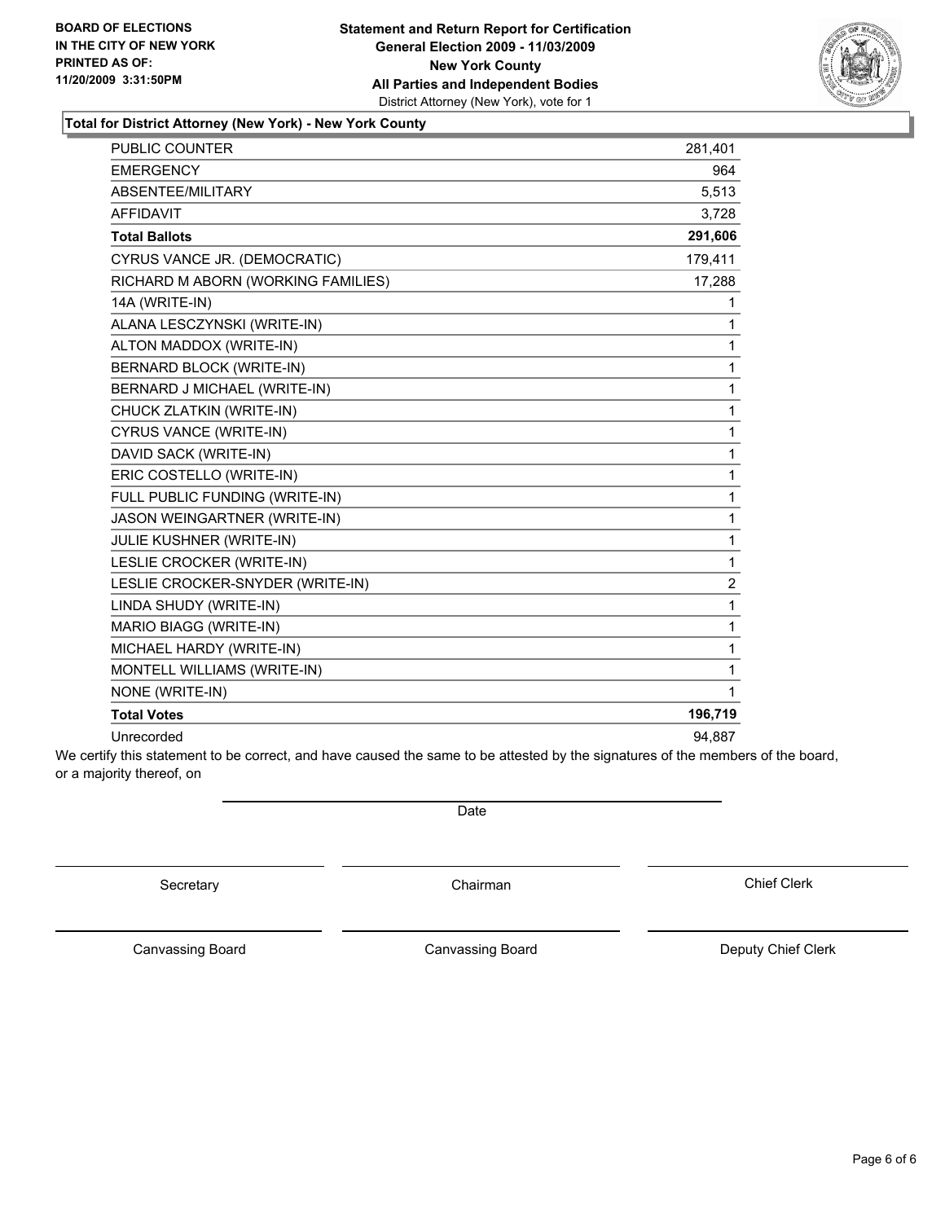**BOARD OF ELECTIONS IN THE CITY OF NEW YORK PRINTED AS OF: 11/20/2009 3:31:50PM**

**Statement and Return Report for Certification General Election 2009 - 11/03/2009 New York County All Parties and Independent Bodies**

District Attorney (New York), vote for 1

**Total for District Attorney (New York) - New York County**

| | |
|---|---|
| PUBLIC COUNTER | 281,401 |
| EMERGENCY | 964 |
| ABSENTEE/MILITARY | 5,513 |
| AFFIDAVIT | 3,728 |
| **Total Ballots** | **291,606** |
| CYRUS VANCE JR. (DEMOCRATIC) | 179,411 |
| RICHARD M ABORN (WORKING FAMILIES) | 17,288 |
| 14A (WRITE-IN) | 1 |
| ALANA LESCZYNSKI (WRITE-IN) | 1 |
| ALTON MADDOX (WRITE-IN) | 1 |
| BERNARD BLOCK (WRITE-IN) | 1 |
| BERNARD J MICHAEL (WRITE-IN) | 1 |
| CHUCK ZLATKIN (WRITE-IN) | 1 |
| CYRUS VANCE (WRITE-IN) | 1 |
| DAVID SACK (WRITE-IN) | 1 |
| ERIC COSTELLO (WRITE-IN) | 1 |
| FULL PUBLIC FUNDING (WRITE-IN) | 1 |
| JASON WEINGARTNER (WRITE-IN) | 1 |
| JULIE KUSHNER (WRITE-IN) | 1 |
| LESLIE CROCKER (WRITE-IN) | 1 |
| LESLIE CROCKER-SNYDER (WRITE-IN) | 2 |
| LINDA SHUDY (WRITE-IN) | 1 |
| MARIO BIAGG (WRITE-IN) | 1 |
| MICHAEL HARDY (WRITE-IN) | 1 |
| MONTELL WILLIAMS (WRITE-IN) | 1 |
| NONE (WRITE-IN) | 1 |
| **Total Votes** | **196,719** |
| Unrecorded | 94,887 |

We certify this statement to be correct, and have caused the same to be attested by the signatures of the members of the board, or a majority thereof, on

Date

Secretary | Chairman | Chief Clerk

Canvassing Board | Canvassing Board | Deputy Chief Clerk